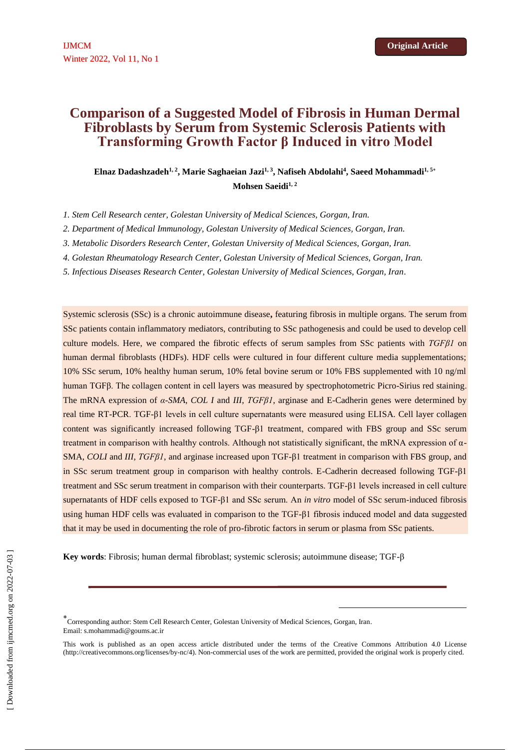Original Article

# Comparison of a Suggested Model of Fibrosis in Human Dermal Fibroblasts by Serum from Systemic Sclerosis Patients with Transforming Growth Factor β Induced in vitro Model

**Elnaz Dadashzadeh[1, 2], Marie Saghaeian Jazi[1, 3], Nafiseh Abdolahi[4], Saeed Mohammadi[1, 5*] Mohsen Saeidi[1, 2]**

*1. Stem Cell Research center, Golestan University of Medical Sciences, Gorgan, Iran.*

*2. Department of Medical Immunology, Golestan University of Medical Sciences, Gorgan, Iran.*

*3. Metabolic Disorders Research Center, Golestan University of Medical Sciences, Gorgan, Iran.*

*4. Golestan Rheumatology Research Center, Golestan University of Medical Sciences, Gorgan, Iran.*

*5. Infectious Diseases Research Center, Golestan University of Medical Sciences, Gorgan, Iran.*

Systemic sclerosis (SSc) is a chronic autoimmune disease**,** featuring fibrosis in multiple organs. The serum from SSc patients contain inflammatory mediators, contributing to SSc pathogenesis and could be used to develop cell culture models. Here, we compared the fibrotic effects of serum samples from SSc patients with *TGFβ1* on human dermal fibroblasts (HDFs). HDF cells were cultured in four different culture media supplementations; 10% SSc serum, 10% healthy human serum, 10% fetal bovine serum or 10% FBS supplemented with 10 ng/ml human TGFβ. The collagen content in cell layers was measured by spectrophotometric Picro-Sirius red staining. The mRNA expression of *α-SMA*, *COL I* and *III*, *TGFβ1*, arginase and E-Cadherin genes were determined by real time RT-PCR. TGF-β1 levels in cell culture supernatants were measured using ELISA. Cell layer collagen content was significantly increased following TGF-β1 treatment, compared with FBS group and SSc serum treatment in comparison with healthy controls. Although not statistically significant, the mRNA expression of α-SMA, *COLI* and *III*, *TGFβ1*, and arginase increased upon TGF-β1 treatment in comparison with FBS group, and in SSc serum treatment group in comparison with healthy controls. E-Cadherin decreased following TGF-β1 treatment and SSc serum treatment in comparison with their counterparts. TGF-β1 levels increased in cell culture supernatants of HDF cells exposed to TGF-β1 and SSc serum. An *in vitro* model of SSc serum-induced fibrosis using human HDF cells was evaluated in comparison to the TGF-β1 fibrosis induced model and data suggested that it may be used in documenting the role of pro-fibrotic factors in serum or plasma from SSc patients.

**Key words**: Fibrosis; human dermal fibroblast; systemic sclerosis; autoimmune disease; TGF-β

*Corresponding author: Stem Cell Research Center, Golestan University of Medical Sciences, Gorgan, Iran.
Email: s.mohammadi@goums.ac.ir

This work is published as an open access article distributed under the terms of the Creative Commons Attribution 4.0 License (http://creativecommons.org/licenses/by-nc/4). Non-commercial uses of the work are permitted, provided the original work is properly cited.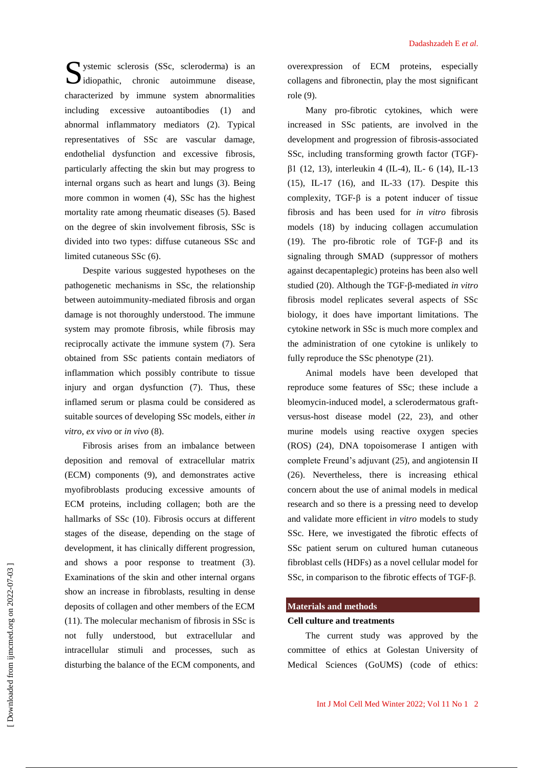Systemic sclerosis (SSc, scleroderma) is an idiopathic, chronic autoimmune disease, characterized by immune system abnormalities including excessive autoantibodies (1) and abnormal inflammatory mediators (2). Typical representatives of SSc are vascular damage, endothelial dysfunction and excessive fibrosis, particularly affecting the skin but may progress to internal organs such as heart and lungs (3). Being more common in women (4), SSc has the highest mortality rate among rheumatic diseases (5). Based on the degree of skin involvement fibrosis, SSc is divided into two types: diffuse cutaneous SSc and limited cutaneous SSc (6).

Despite various suggested hypotheses on the pathogenetic mechanisms in SSc, the relationship between autoimmunity-mediated fibrosis and organ damage is not thoroughly understood. The immune system may promote fibrosis, while fibrosis may reciprocally activate the immune system (7). Sera obtained from SSc patients contain mediators of inflammation which possibly contribute to tissue injury and organ dysfunction (7). Thus, these inflamed serum or plasma could be considered as suitable sources of developing SSc models, either *in vitro*, *ex vivo* or *in vivo* (8).

Fibrosis arises from an imbalance between deposition and removal of extracellular matrix (ECM) components (9), and demonstrates active myofibroblasts producing excessive amounts of ECM proteins, including collagen; both are the hallmarks of SSc (10). Fibrosis occurs at different stages of the disease, depending on the stage of development, it has clinically different progression, and shows a poor response to treatment (3). Examinations of the skin and other internal organs show an increase in fibroblasts, resulting in dense deposits of collagen and other members of the ECM (11). The molecular mechanism of fibrosis in SSc is not fully understood, but extracellular and intracellular stimuli and processes, such as disturbing the balance of the ECM components, and overexpression of ECM proteins, especially collagens and fibronectin, play the most significant role (9).

Many pro-fibrotic cytokines, which were increased in SSc patients, are involved in the development and progression of fibrosis-associated SSc, including transforming growth factor (TGF)-β1 (12, 13), interleukin 4 (IL-4), IL- 6 (14), IL-13 (15), IL-17 (16), and IL-33 (17). Despite this complexity, TGF-β is a potent inducer of tissue fibrosis and has been used for *in vitro* fibrosis models (18) by inducing collagen accumulation (19). The pro-fibrotic role of TGF-β and its signaling through SMAD (suppressor of mothers against decapentaplegic) proteins has been also well studied (20). Although the TGF-β-mediated *in vitro* fibrosis model replicates several aspects of SSc biology, it does have important limitations. The cytokine network in SSc is much more complex and the administration of one cytokine is unlikely to fully reproduce the SSc phenotype (21).

Animal models have been developed that reproduce some features of SSc; these include a bleomycin-induced model, a sclerodermatous graft-versus-host disease model (22, 23), and other murine models using reactive oxygen species (ROS) (24), DNA topoisomerase I antigen with complete Freund's adjuvant (25), and angiotensin II (26). Nevertheless, there is increasing ethical concern about the use of animal models in medical research and so there is a pressing need to develop and validate more efficient i*n vitro* models to study SSc. Here, we investigated the fibrotic effects of SSc patient serum on cultured human cutaneous fibroblast cells (HDFs) as a novel cellular model for SSc, in comparison to the fibrotic effects of TGF-β.

## Materials and methods

### Cell culture and treatments

The current study was approved by the committee of ethics at Golestan University of Medical Sciences (GoUMS) (code of ethics: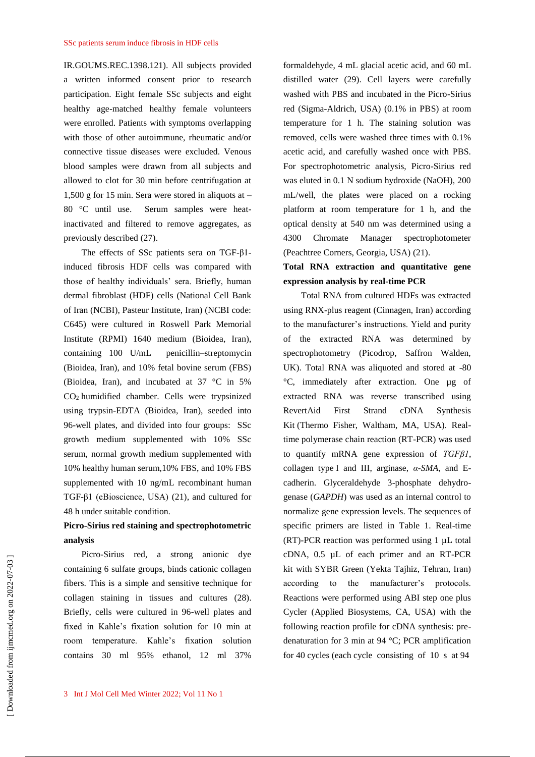IR.GOUMS.REC.1398.121). All subjects provided a written informed consent prior to research participation. Eight female SSc subjects and eight healthy age-matched healthy female volunteers were enrolled. Patients with symptoms overlapping with those of other autoimmune, rheumatic and/or connective tissue diseases were excluded. Venous blood samples were drawn from all subjects and allowed to clot for 30 min before centrifugation at 1,500 g for 15 min. Sera were stored in aliquots at – 80 °C until use. Serum samples were heat-inactivated and filtered to remove aggregates, as previously described (27).

The effects of SSc patients sera on TGF-β1-induced fibrosis HDF cells was compared with those of healthy individuals' sera. Briefly, human dermal fibroblast (HDF) cells (National Cell Bank of Iran (NCBI), Pasteur Institute, Iran) (NCBI code: C645) were cultured in Roswell Park Memorial Institute (RPMI) 1640 medium (Bioidea, Iran), containing 100 U/mL penicillin–streptomycin (Bioidea, Iran), and 10% fetal bovine serum (FBS) (Bioidea, Iran), and incubated at 37 °C in 5% $CO_2$ humidified chamber. Cells were trypsinized using trypsin-EDTA (Bioidea, Iran), seeded into 96-well plates, and divided into four groups: SSc growth medium supplemented with 10% SSc serum, normal growth medium supplemented with 10% healthy human serum,10% FBS, and 10% FBS supplemented with 10 ng/mL recombinant human TGF-β1 (eBioscience, USA) (21), and cultured for 48 h under suitable condition.

**Picro-Sirius red staining and spectrophotometric analysis**

Picro-Sirius red, a strong anionic dye containing 6 sulfate groups, binds cationic collagen fibers. This is a simple and sensitive technique for collagen staining in tissues and cultures (28). Briefly, cells were cultured in 96-well plates and fixed in Kahle's fixation solution for 10 min at room temperature. Kahle's fixation solution contains 30 ml 95% ethanol, 12 ml 37% formaldehyde, 4 mL glacial acetic acid, and 60 mL distilled water (29). Cell layers were carefully washed with PBS and incubated in the Picro-Sirius red (Sigma-Aldrich, USA) (0.1% in PBS) at room temperature for 1 h. The staining solution was removed, cells were washed three times with 0.1% acetic acid, and carefully washed once with PBS. For spectrophotometric analysis, Picro-Sirius red was eluted in 0.1 N sodium hydroxide (NaOH), 200 mL/well, the plates were placed on a rocking platform at room temperature for 1 h, and the optical density at 540 nm was determined using a 4300 Chromate Manager spectrophotometer (Peachtree Corners, Georgia, USA) (21).

**Total RNA extraction and quantitative gene expression analysis by real-time PCR**

Total RNA from cultured HDFs was extracted using RNX-plus reagent (Cinnagen, Iran) according to the manufacturer's instructions. Yield and purity of the extracted RNA was determined by spectrophotometry (Picodrop, Saffron Walden, UK). Total RNA was aliquoted and stored at -80 °C, immediately after extraction. One µg of extracted RNA was reverse transcribed using RevertAid First Strand cDNA Synthesis Kit (Thermo Fisher, Waltham, MA, USA). Real-time polymerase chain reaction (RT-PCR) was used to quantify mRNA gene expression of *TGFβ1*, collagen type I and III, arginase, *α-SMA*, and E-cadherin. Glyceraldehyde 3-phosphate dehydrogenase (*GAPDH*) was used as an internal control to normalize gene expression levels. The sequences of specific primers are listed in Table 1. Real-time (RT)-PCR reaction was performed using 1 µL total cDNA, 0.5 µL of each primer and an RT-PCR kit with SYBR Green (Yekta Tajhiz, Tehran, Iran) according to the manufacturer's protocols. Reactions were performed using ABI step one plus Cycler (Applied Biosystems, CA, USA) with the following reaction profile for cDNA synthesis: pre-denaturation for 3 min at 94 °C; PCR amplification for 40 cycles (each cycle consisting of 10 s at 94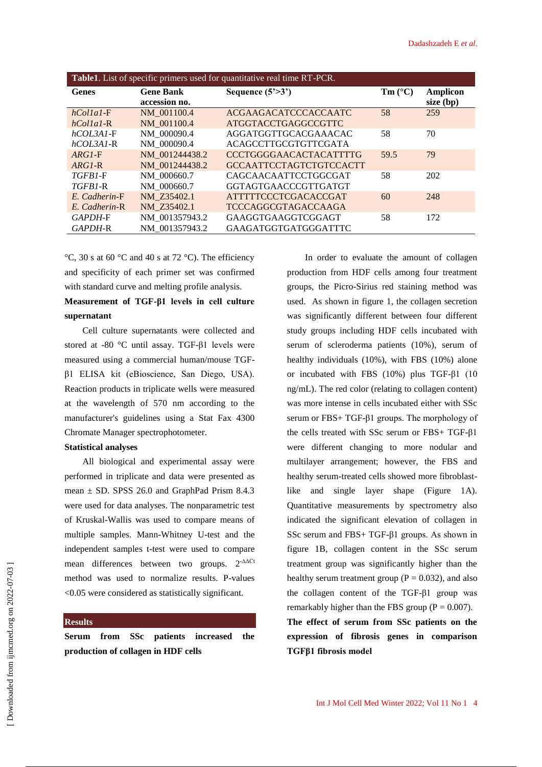**Table1**. List of specific primers used for quantitative real time RT-PCR.

| Genes | Gene Bank accession no. | Sequence (5'>3') | Tm (°C) | Amplicon size (bp) |
|---|---|---|---|---|
| *hCol1a1*-F | NM_001100.4 | ACGAAGACATCCCACCAATC | 58 | 259 |
| *hCol1a1*-R | NM_001100.4 | ATGGTACCTGAGGCCGTTC | | |
| *hCOL3A1*-F | NM_000090.4 | AGGATGGTTGCACGAAACAC | 58 | 70 |
| *hCOL3A1*-R | NM_000090.4 | ACAGCCTTGCGTGTTCGATA | | |
| *ARG1*-F | NM_001244438.2 | CCCTGGGGAACACTACATTTTG | 59.5 | 79 |
| *ARG1*-R | NM_001244438.2 | GCCAATTCCTAGTCTGTCCACTT | | |
| *TGFB1*-F | NM_000660.7 | CAGCAACAATTCCTGGCGAT | 58 | 202 |
| *TGFB1*-R | NM_000660.7 | GGTAGTGAACCCGTTGATGT | | |
| *E. Cadherin*-F | NM_Z35402.1 | ATTTTTCCCTCGACACCGAT | 60 | 248 |
| *E. Cadherin*-R | NM_Z35402.1 | TCCCAGGCGTAGACCAAGA | | |
| *GAPDH*-F | NM_001357943.2 | GAAGGTGAAGGTCGGAGT | 58 | 172 |
| *GAPDH*-R | NM_001357943.2 | GAAGATGGTGATGGGATTTC | | |

°C, 30 s at 60 °C and 40 s at 72 °C). The efficiency and specificity of each primer set was confirmed with standard curve and melting profile analysis.

**Measurement of TGF-β1 levels in cell culture supernatant**

Cell culture supernatants were collected and stored at -80 °C until assay. TGF-β1 levels were measured using a commercial human/mouse TGF-β1 ELISA kit (eBioscience, San Diego, USA). Reaction products in triplicate wells were measured at the wavelength of 570 nm according to the manufacturer's guidelines using a Stat Fax 4300 Chromate Manager spectrophotometer.

**Statistical analyses**

All biological and experimental assay were performed in triplicate and data were presented as mean ± SD. SPSS 26.0 and GraphPad Prism 8.4.3 were used for data analyses. The nonparametric test of Kruskal-Wallis was used to compare means of multiple samples. Mann-Whitney U-test and the independent samples t-test were used to compare mean differences between two groups. $2^{-\Delta\Delta Ct}$ method was used to normalize results. P-values <0.05 were considered as statistically significant.

## Results

**Serum from SSc patients increased the production of collagen in HDF cells**

In order to evaluate the amount of collagen production from HDF cells among four treatment groups, the Picro-Sirius red staining method was used. As shown in figure 1, the collagen secretion was significantly different between four different study groups including HDF cells incubated with serum of scleroderma patients (10%), serum of healthy individuals (10%), with FBS (10%) alone or incubated with FBS (10%) plus TGF-β1 (10 ng/mL). The red color (relating to collagen content) was more intense in cells incubated either with SSc serum or FBS+ TGF-β1 groups. The morphology of the cells treated with SSc serum or FBS+ TGF-β1 were different changing to more nodular and multilayer arrangement; however, the FBS and healthy serum-treated cells showed more fibroblast-like and single layer shape (Figure 1A). Quantitative measurements by spectrometry also indicated the significant elevation of collagen in SSc serum and FBS+ TGF-β1 groups. As shown in figure 1B, collagen content in the SSc serum treatment group was significantly higher than the healthy serum treatment group (P = 0.032), and also the collagen content of the TGF-β1 group was remarkably higher than the FBS group (P = 0.007).

**The effect of serum from SSc patients on the expression of fibrosis genes in comparison TGFβ1 fibrosis model**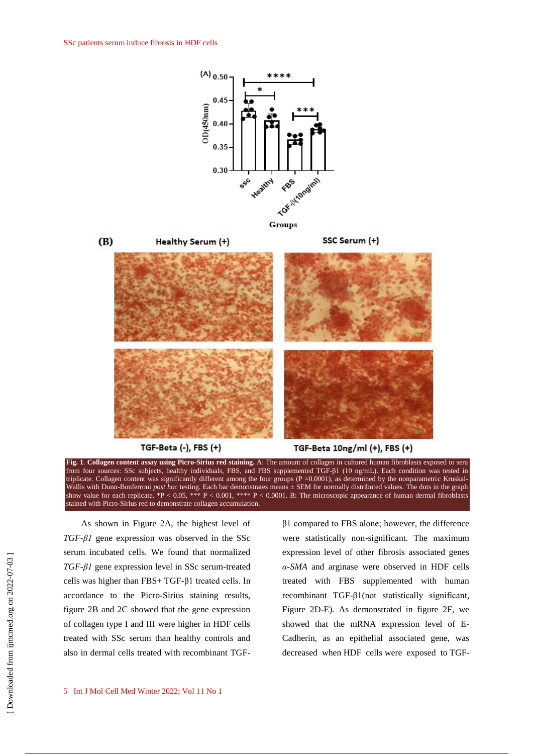(A)

0.50

0.45

0.40

0.35

0.30

OD(450nm)

****

*

***

ssc

Healthy

FBS

TGF-β(10ng/ml)

Groups

(B)

Healthy Serum (+)

SSC Serum (+)

TGF-Beta (-), FBS (+)

TGF-Beta 10ng/ml (+), FBS (+)

**Fig. 1. Collagen content assay using Picro-Sirius red staining.** A: The amount of collagen in cultured human fibroblasts exposed to sera from four sources: SSc subjects, healthy individuals, FBS, and FBS supplemented TGF-β1 (10 ng/mL). Each condition was tested in triplicate. Collagen content was significantly different among the four groups (P =0.0001), as determined by the nonparametric Kruskal-Wallis with Dunn-Bonferroni *post hoc* testing. Each bar demonstrates means ± SEM for normally distributed values. The dots in the graph show value for each replicate. *P < 0.05, *** P < 0.001, **** P < 0.0001. B: The microscopic appearance of human dermal fibroblasts stained with Picro-Sirius red to demonstrate collagen accumulation.

As shown in Figure 2A, the highest level of *TGF-β1* gene expression was observed in the SSc serum incubated cells. We found that normalized *TGF-β1* gene expression level in SSc serum-treated cells was higher than FBS+ TGF-β1 treated cells. In accordance to the Picro-Sirius staining results, figure 2B and 2C showed that the gene expression of collagen type I and III were higher in HDF cells treated with SSc serum than healthy controls and also in dermal cells treated with recombinant TGF-β1 compared to FBS alone; however, the difference were statistically non-significant. The maximum expression level of other fibrosis associated genes *α-SMA* and arginase were observed in HDF cells treated with FBS supplemented with human recombinant TGF-β1(not statistically significant, Figure 2D-E). As demonstrated in figure 2F, we showed that the mRNA expression level of E-Cadherin, as an epithelial associated gene, was decreased when HDF cells were exposed to TGF-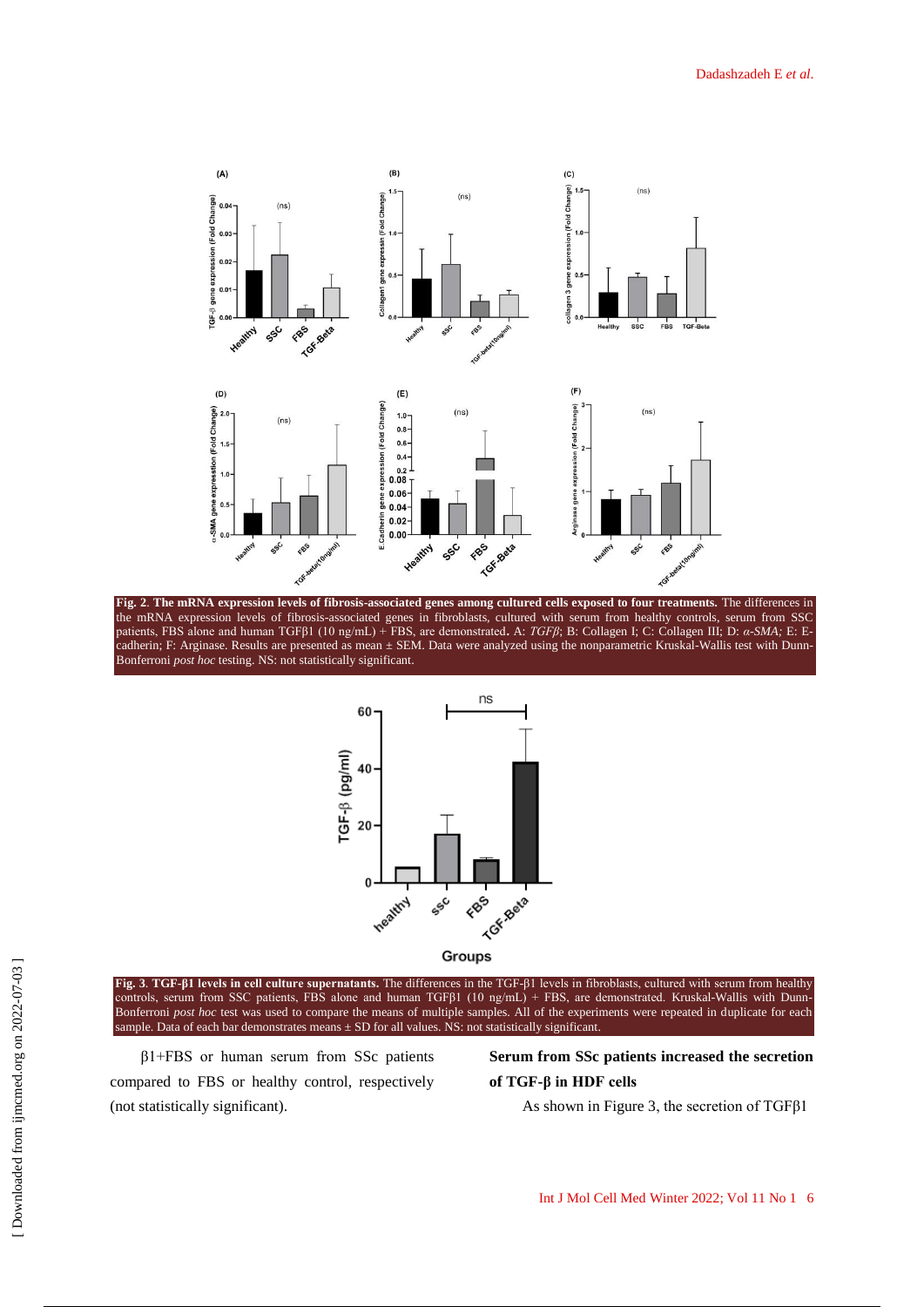(A)

TGF-β gene expression (Fold Change)

0.04
0.03
0.02
0.01
0.00

(ns)

Healthy
SSC
FBS
TGF-Beta

(B)

Collagen1 gene expressin (Fold Change)

1.5
1.0
0.5
0.0

(ns)

Healthy
SSC
FBS
TGF-beta(10ng/ml)

(C)

collagen 3 gene expression (Fold Change)

1.5
1.0
0.5
0.0

(ns)

Healthy
SSC
FBS
TGF-Beta

(D)

α-SMA gene expression (Fold Change)

2.0
1.5
1.0
0.5
0.0

(ns)

Healthy
SSC
FBS
TGF-beta(10ng/ml)

(E)

E.Cadherin gene expression (Fold Change)

1.0
0.8
0.6
0.4
0.2
0.08
0.06
0.04
0.02
0.00

(ns)

Healthy
SSC
FBS
TGF-Beta

(F)

Arginase gene expression (Fold Change)

3
2
1
0

(ns)

Healthy
SSC
FBS
TGF-beta(10ng/ml)

**Fig. 2**. **The mRNA expression levels of fibrosis-associated genes among cultured cells exposed to four treatments.** The differences in the mRNA expression levels of fibrosis-associated genes in fibroblasts, cultured with serum from healthy controls, serum from SSC patients, FBS alone and human TGFβ1 (10 ng/mL) + FBS, are demonstrated**.** A: *TGFβ*; B: Collagen I; C: Collagen III; D: *α-SMA;* E: E-cadherin; F: Arginase. Results are presented as mean ± SEM. Data were analyzed using the nonparametric Kruskal-Wallis test with Dunn-Bonferroni *post hoc* testing. NS: not statistically significant.

TGF-β (pg/ml)

60
40
20
0

ns

healthy
ssc
FBS
TGF-Beta

Groups

**Fig. 3**. **TGF-β1 levels in cell culture supernatants.** The differences in the TGF-β1 levels in fibroblasts, cultured with serum from healthy controls, serum from SSC patients, FBS alone and human TGFβ1 (10 ng/mL) + FBS, are demonstrated. Kruskal-Wallis with Dunn-Bonferroni *post hoc* test was used to compare the means of multiple samples. All of the experiments were repeated in duplicate for each sample. Data of each bar demonstrates means ± SD for all values. NS: not statistically significant.

β1+FBS or human serum from SSc patients compared to FBS or healthy control, respectively (not statistically significant).

**Serum from SSc patients increased the secretion of TGF-β in HDF cells**

As shown in Figure 3, the secretion of TGFβ1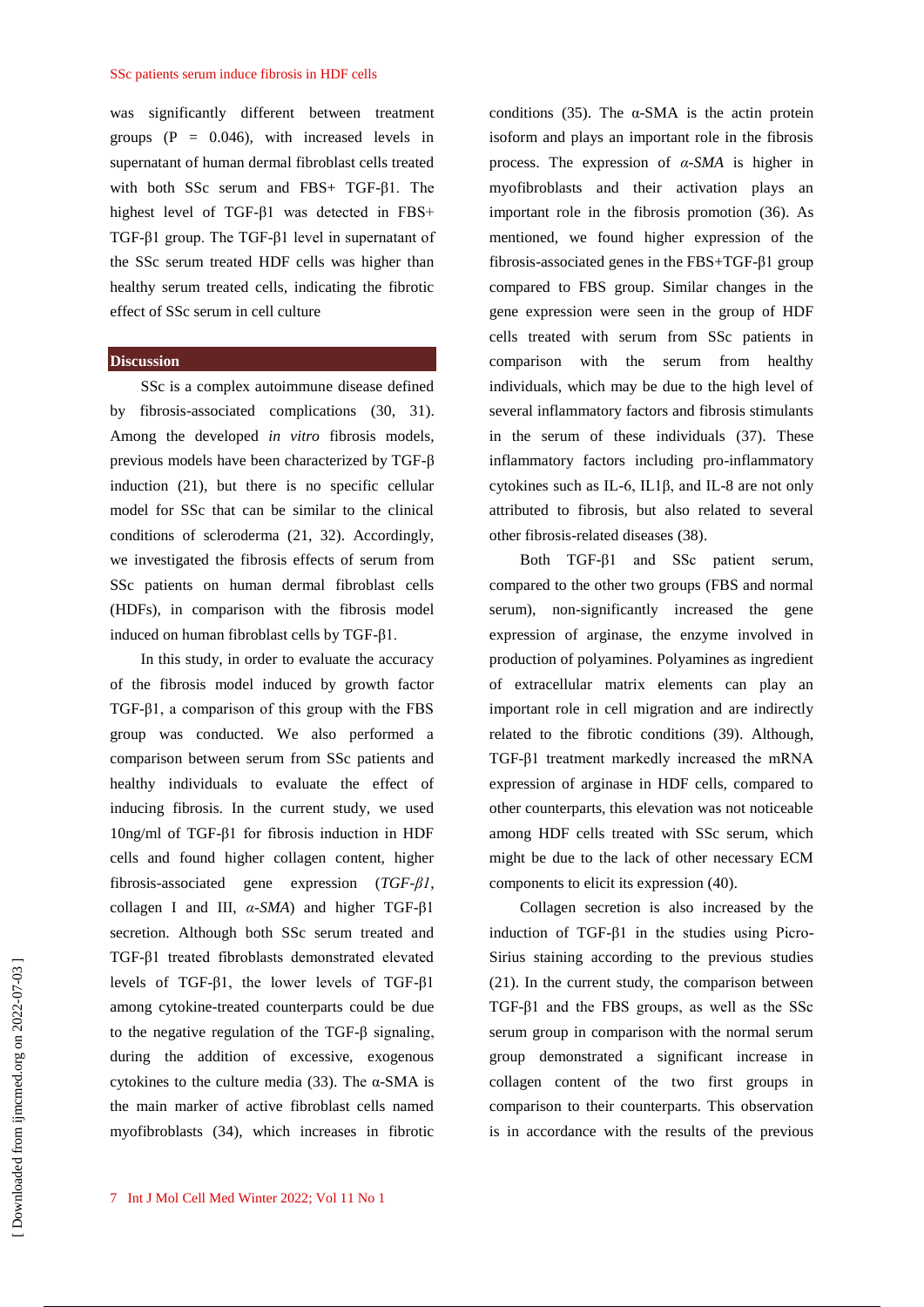was significantly different between treatment groups (P = 0.046), with increased levels in supernatant of human dermal fibroblast cells treated with both SSc serum and FBS+ TGF-β1. The highest level of TGF-β1 was detected in FBS+ TGF-β1 group. The TGF-β1 level in supernatant of the SSc serum treated HDF cells was higher than healthy serum treated cells, indicating the fibrotic effect of SSc serum in cell culture

## Discussion

SSc is a complex autoimmune disease defined by fibrosis-associated complications (30, 31). Among the developed *in vitro* fibrosis models, previous models have been characterized by TGF-β induction (21), but there is no specific cellular model for SSc that can be similar to the clinical conditions of scleroderma (21, 32). Accordingly, we investigated the fibrosis effects of serum from SSc patients on human dermal fibroblast cells (HDFs), in comparison with the fibrosis model induced on human fibroblast cells by TGF-β1.

In this study, in order to evaluate the accuracy of the fibrosis model induced by growth factor TGF-β1, a comparison of this group with the FBS group was conducted. We also performed a comparison between serum from SSc patients and healthy individuals to evaluate the effect of inducing fibrosis. In the current study, we used 10ng/ml of TGF-β1 for fibrosis induction in HDF cells and found higher collagen content, higher fibrosis-associated gene expression (*TGF-β1*, collagen I and III, *α-SMA*) and higher TGF-β1 secretion. Although both SSc serum treated and TGF-β1 treated fibroblasts demonstrated elevated levels of TGF-β1, the lower levels of TGF-β1 among cytokine-treated counterparts could be due to the negative regulation of the TGF-β signaling, during the addition of excessive, exogenous cytokines to the culture media (33). The α-SMA is the main marker of active fibroblast cells named myofibroblasts (34), which increases in fibrotic conditions (35). The α-SMA is the actin protein isoform and plays an important role in the fibrosis process. The expression of *α-SMA* is higher in myofibroblasts and their activation plays an important role in the fibrosis promotion (36). As mentioned, we found higher expression of the fibrosis-associated genes in the FBS+TGF-β1 group compared to FBS group. Similar changes in the gene expression were seen in the group of HDF cells treated with serum from SSc patients in comparison with the serum from healthy individuals, which may be due to the high level of several inflammatory factors and fibrosis stimulants in the serum of these individuals (37). These inflammatory factors including pro-inflammatory cytokines such as IL-6, IL1β, and IL-8 are not only attributed to fibrosis, but also related to several other fibrosis-related diseases (38).

Both TGF-β1 and SSc patient serum, compared to the other two groups (FBS and normal serum), non-significantly increased the gene expression of arginase, the enzyme involved in production of polyamines. Polyamines as ingredient of extracellular matrix elements can play an important role in cell migration and are indirectly related to the fibrotic conditions (39). Although, TGF-β1 treatment markedly increased the mRNA expression of arginase in HDF cells, compared to other counterparts, this elevation was not noticeable among HDF cells treated with SSc serum, which might be due to the lack of other necessary ECM components to elicit its expression (40).

Collagen secretion is also increased by the induction of TGF-β1 in the studies using Picro-Sirius staining according to the previous studies (21). In the current study, the comparison between TGF-β1 and the FBS groups, as well as the SSc serum group in comparison with the normal serum group demonstrated a significant increase in collagen content of the two first groups in comparison to their counterparts. This observation is in accordance with the results of the previous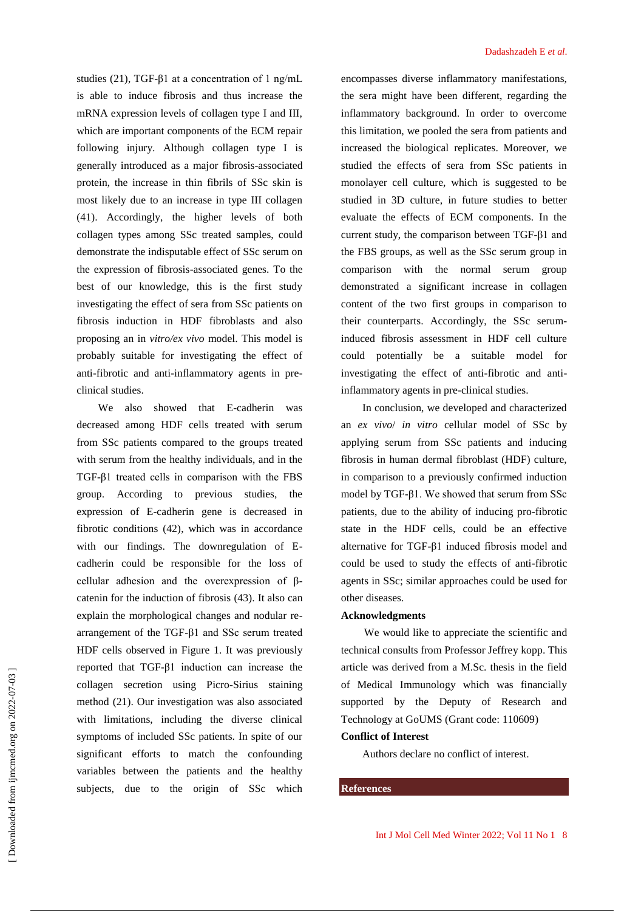studies (21), TGF-β1 at a concentration of 1 ng/mL is able to induce fibrosis and thus increase the mRNA expression levels of collagen type I and III, which are important components of the ECM repair following injury. Although collagen type I is generally introduced as a major fibrosis-associated protein, the increase in thin fibrils of SSc skin is most likely due to an increase in type III collagen (41). Accordingly, the higher levels of both collagen types among SSc treated samples, could demonstrate the indisputable effect of SSc serum on the expression of fibrosis-associated genes. To the best of our knowledge, this is the first study investigating the effect of sera from SSc patients on fibrosis induction in HDF fibroblasts and also proposing an in *vitro/ex vivo* model. This model is probably suitable for investigating the effect of anti-fibrotic and anti-inflammatory agents in pre-clinical studies.

We also showed that E-cadherin was decreased among HDF cells treated with serum from SSc patients compared to the groups treated with serum from the healthy individuals, and in the TGF-β1 treated cells in comparison with the FBS group. According to previous studies, the expression of E-cadherin gene is decreased in fibrotic conditions (42), which was in accordance with our findings. The downregulation of E-cadherin could be responsible for the loss of cellular adhesion and the overexpression of β-catenin for the induction of fibrosis (43). It also can explain the morphological changes and nodular re-arrangement of the TGF-β1 and SSc serum treated HDF cells observed in Figure 1. It was previously reported that TGF-β1 induction can increase the collagen secretion using Picro-Sirius staining method (21). Our investigation was also associated with limitations, including the diverse clinical symptoms of included SSc patients. In spite of our significant efforts to match the confounding variables between the patients and the healthy subjects, due to the origin of SSc which encompasses diverse inflammatory manifestations, the sera might have been different, regarding the inflammatory background. In order to overcome this limitation, we pooled the sera from patients and increased the biological replicates. Moreover, we studied the effects of sera from SSc patients in monolayer cell culture, which is suggested to be studied in 3D culture, in future studies to better evaluate the effects of ECM components. In the current study, the comparison between TGF-β1 and the FBS groups, as well as the SSc serum group in comparison with the normal serum group demonstrated a significant increase in collagen content of the two first groups in comparison to their counterparts. Accordingly, the SSc serum-induced fibrosis assessment in HDF cell culture could potentially be a suitable model for investigating the effect of anti-fibrotic and anti-inflammatory agents in pre-clinical studies.

In conclusion, we developed and characterized an *ex vivo*/ *in vitro* cellular model of SSc by applying serum from SSc patients and inducing fibrosis in human dermal fibroblast (HDF) culture, in comparison to a previously confirmed induction model by TGF-β1. We showed that serum from SSc patients, due to the ability of inducing pro-fibrotic state in the HDF cells, could be an effective alternative for TGF-β1 induced fibrosis model and could be used to study the effects of anti-fibrotic agents in SSc; similar approaches could be used for other diseases.

**Acknowledgments**

We would like to appreciate the scientific and technical consults from Professor Jeffrey kopp. This article was derived from a M.Sc. thesis in the field of Medical Immunology which was financially supported by the Deputy of Research and Technology at GoUMS (Grant code: 110609)

**Conflict of Interest**

Authors declare no conflict of interest.

## References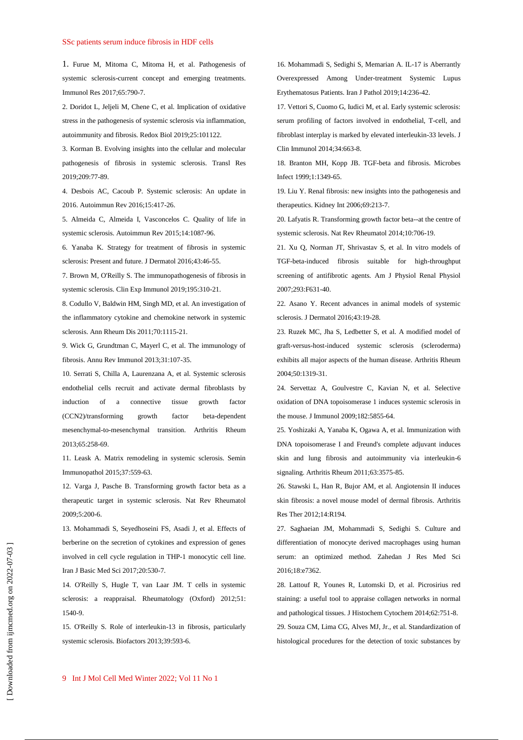1. Furue M, Mitoma C, Mitoma H, et al. Pathogenesis of systemic sclerosis-current concept and emerging treatments. Immunol Res 2017;65:790-7.

2. Doridot L, Jeljeli M, Chene C, et al. Implication of oxidative stress in the pathogenesis of systemic sclerosis via inflammation, autoimmunity and fibrosis. Redox Biol 2019;25:101122.

3. Korman B. Evolving insights into the cellular and molecular pathogenesis of fibrosis in systemic sclerosis. Transl Res 2019;209:77-89.

4. Desbois AC, Cacoub P. Systemic sclerosis: An update in 2016. Autoimmun Rev 2016;15:417-26.

5. Almeida C, Almeida I, Vasconcelos C. Quality of life in systemic sclerosis. Autoimmun Rev 2015;14:1087-96.

6. Yanaba K. Strategy for treatment of fibrosis in systemic sclerosis: Present and future. J Dermatol 2016;43:46-55.

7. Brown M, O'Reilly S. The immunopathogenesis of fibrosis in systemic sclerosis. Clin Exp Immunol 2019;195:310-21.

8. Codullo V, Baldwin HM, Singh MD, et al. An investigation of the inflammatory cytokine and chemokine network in systemic sclerosis. Ann Rheum Dis 2011;70:1115-21.

9. Wick G, Grundtman C, Mayerl C, et al. The immunology of fibrosis. Annu Rev Immunol 2013;31:107-35.

10. Serrati S, Chilla A, Laurenzana A, et al. Systemic sclerosis endothelial cells recruit and activate dermal fibroblasts by induction of a connective tissue growth factor (CCN2)/transforming growth factor beta-dependent mesenchymal-to-mesenchymal transition. Arthritis Rheum 2013;65:258-69.

11. Leask A. Matrix remodeling in systemic sclerosis. Semin Immunopathol 2015;37:559-63.

12. Varga J, Pasche B. Transforming growth factor beta as a therapeutic target in systemic sclerosis. Nat Rev Rheumatol 2009;5:200-6.

13. Mohammadi S, Seyedhoseini FS, Asadi J, et al. Effects of berberine on the secretion of cytokines and expression of genes involved in cell cycle regulation in THP-1 monocytic cell line. Iran J Basic Med Sci 2017;20:530-7.

14. O'Reilly S, Hugle T, van Laar JM. T cells in systemic sclerosis: a reappraisal. Rheumatology (Oxford) 2012;51: 1540-9.

15. O'Reilly S. Role of interleukin-13 in fibrosis, particularly systemic sclerosis. Biofactors 2013;39:593-6.

16. Mohammadi S, Sedighi S, Memarian A. IL-17 is Aberrantly Overexpressed Among Under-treatment Systemic Lupus Erythematosus Patients. Iran J Pathol 2019;14:236-42.

17. Vettori S, Cuomo G, Iudici M, et al. Early systemic sclerosis: serum profiling of factors involved in endothelial, T-cell, and fibroblast interplay is marked by elevated interleukin-33 levels. J Clin Immunol 2014;34:663-8.

18. Branton MH, Kopp JB. TGF-beta and fibrosis. Microbes Infect 1999;1:1349-65.

19. Liu Y. Renal fibrosis: new insights into the pathogenesis and therapeutics. Kidney Int 2006;69:213-7.

20. Lafyatis R. Transforming growth factor beta--at the centre of systemic sclerosis. Nat Rev Rheumatol 2014;10:706-19.

21. Xu Q, Norman JT, Shrivastav S, et al. In vitro models of TGF-beta-induced fibrosis suitable for high-throughput screening of antifibrotic agents. Am J Physiol Renal Physiol 2007;293:F631-40.

22. Asano Y. Recent advances in animal models of systemic sclerosis. J Dermatol 2016;43:19-28.

23. Ruzek MC, Jha S, Ledbetter S, et al. A modified model of graft-versus-host-induced systemic sclerosis (scleroderma) exhibits all major aspects of the human disease. Arthritis Rheum 2004;50:1319-31.

24. Servettaz A, Goulvestre C, Kavian N, et al. Selective oxidation of DNA topoisomerase 1 induces systemic sclerosis in the mouse. J Immunol 2009;182:5855-64.

25. Yoshizaki A, Yanaba K, Ogawa A, et al. Immunization with DNA topoisomerase I and Freund's complete adjuvant induces skin and lung fibrosis and autoimmunity via interleukin-6 signaling. Arthritis Rheum 2011;63:3575-85.

26. Stawski L, Han R, Bujor AM, et al. Angiotensin II induces skin fibrosis: a novel mouse model of dermal fibrosis. Arthritis Res Ther 2012;14:R194.

27. Saghaeian JM, Mohammadi S, Sedighi S. Culture and differentiation of monocyte derived macrophages using human serum: an optimized method. Zahedan J Res Med Sci 2016;18:e7362.

28. Lattouf R, Younes R, Lutomski D, et al. Picrosirius red staining: a useful tool to appraise collagen networks in normal and pathological tissues. J Histochem Cytochem 2014;62:751-8.

29. Souza CM, Lima CG, Alves MJ, Jr., et al. Standardization of histological procedures for the detection of toxic substances by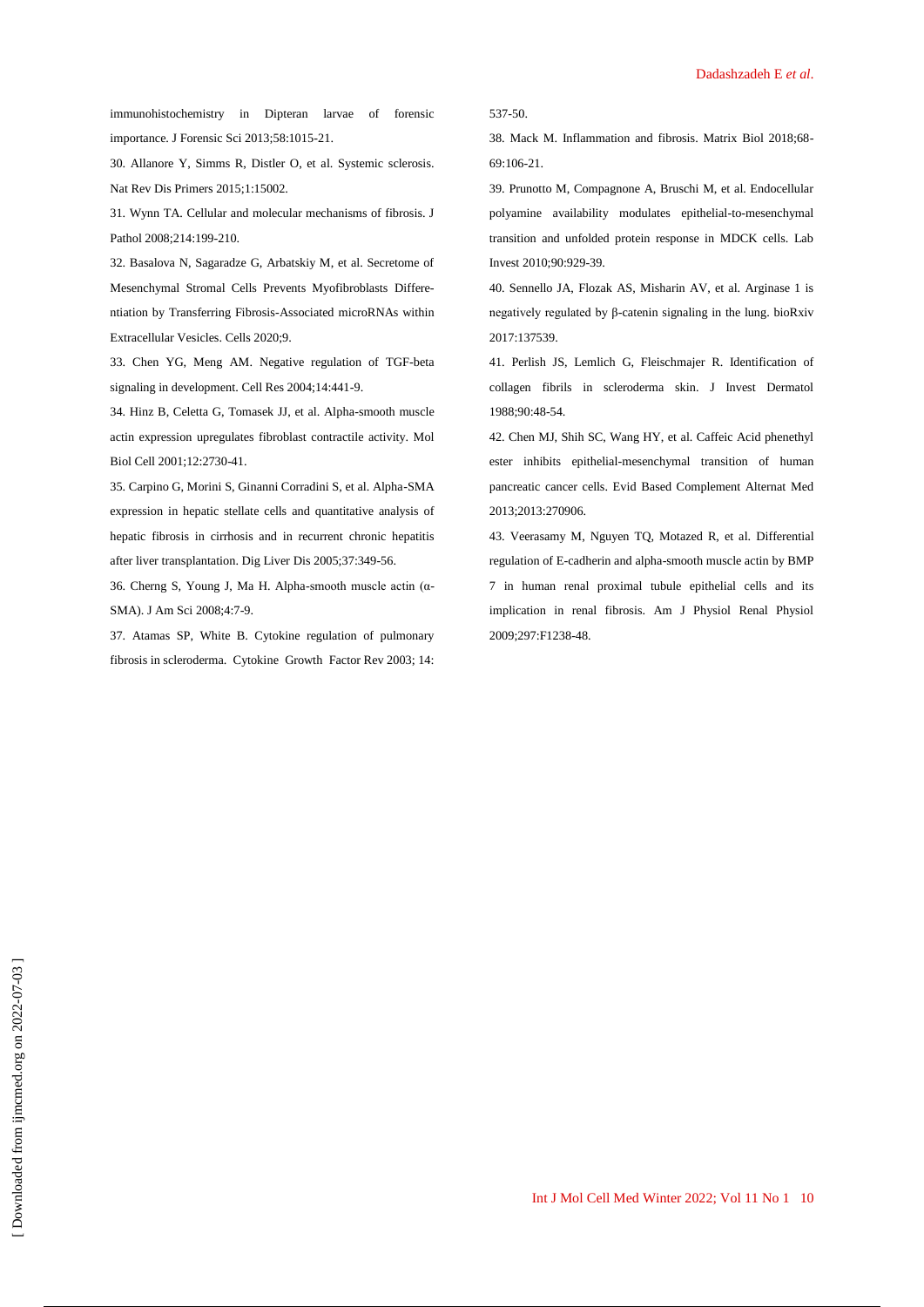immunohistochemistry in Dipteran larvae of forensic importance. J Forensic Sci 2013;58:1015-21.

30. Allanore Y, Simms R, Distler O, et al. Systemic sclerosis. Nat Rev Dis Primers 2015;1:15002.

31. Wynn TA. Cellular and molecular mechanisms of fibrosis. J Pathol 2008;214:199-210.

32. Basalova N, Sagaradze G, Arbatskiy M, et al. Secretome of Mesenchymal Stromal Cells Prevents Myofibroblasts Differentiation by Transferring Fibrosis-Associated microRNAs within Extracellular Vesicles. Cells 2020;9.

33. Chen YG, Meng AM. Negative regulation of TGF-beta signaling in development. Cell Res 2004;14:441-9.

34. Hinz B, Celetta G, Tomasek JJ, et al. Alpha-smooth muscle actin expression upregulates fibroblast contractile activity. Mol Biol Cell 2001;12:2730-41.

35. Carpino G, Morini S, Ginanni Corradini S, et al. Alpha-SMA expression in hepatic stellate cells and quantitative analysis of hepatic fibrosis in cirrhosis and in recurrent chronic hepatitis after liver transplantation. Dig Liver Dis 2005;37:349-56.

36. Cherng S, Young J, Ma H. Alpha-smooth muscle actin (α-SMA). J Am Sci 2008;4:7-9.

37. Atamas SP, White B. Cytokine regulation of pulmonary fibrosis in scleroderma. Cytokine Growth Factor Rev 2003; 14: 537-50.

38. Mack M. Inflammation and fibrosis. Matrix Biol 2018;68-69:106-21.

39. Prunotto M, Compagnone A, Bruschi M, et al. Endocellular polyamine availability modulates epithelial-to-mesenchymal transition and unfolded protein response in MDCK cells. Lab Invest 2010;90:929-39.

40. Sennello JA, Flozak AS, Misharin AV, et al. Arginase 1 is negatively regulated by β-catenin signaling in the lung. bioRxiv 2017:137539.

41. Perlish JS, Lemlich G, Fleischmajer R. Identification of collagen fibrils in scleroderma skin. J Invest Dermatol 1988;90:48-54.

42. Chen MJ, Shih SC, Wang HY, et al. Caffeic Acid phenethyl ester inhibits epithelial-mesenchymal transition of human pancreatic cancer cells. Evid Based Complement Alternat Med 2013;2013:270906.

43. Veerasamy M, Nguyen TQ, Motazed R, et al. Differential regulation of E-cadherin and alpha-smooth muscle actin by BMP 7 in human renal proximal tubule epithelial cells and its implication in renal fibrosis. Am J Physiol Renal Physiol 2009;297:F1238-48.